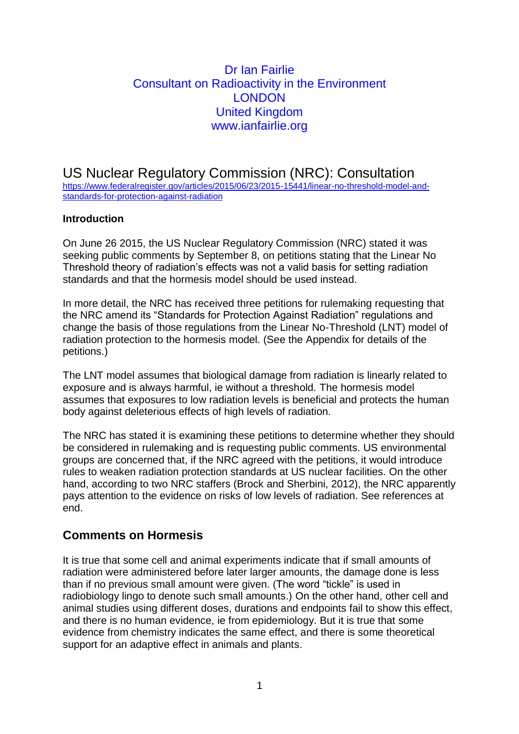Dr Ian Fairlie
Consultant on Radioactivity in the Environment
LONDON
United Kingdom
www.ianfairlie.org

# US Nuclear Regulatory Commission (NRC): Consultation

https://www.federalregister.gov/articles/2015/06/23/2015-15441/linear-no-threshold-model-and-standards-for-protection-against-radiation

**Introduction**

On June 26 2015, the US Nuclear Regulatory Commission (NRC) stated it was seeking public comments by September 8, on petitions stating that the Linear No Threshold theory of radiation's effects was not a valid basis for setting radiation standards and that the hormesis model should be used instead.

In more detail, the NRC has received three petitions for rulemaking requesting that the NRC amend its "Standards for Protection Against Radiation" regulations and change the basis of those regulations from the Linear No-Threshold (LNT) model of radiation protection to the hormesis model. (See the Appendix for details of the petitions.)

The LNT model assumes that biological damage from radiation is linearly related to exposure and is always harmful, ie without a threshold. The hormesis model assumes that exposures to low radiation levels is beneficial and protects the human body against deleterious effects of high levels of radiation.

The NRC has stated it is examining these petitions to determine whether they should be considered in rulemaking and is requesting public comments. US environmental groups are concerned that, if the NRC agreed with the petitions, it would introduce rules to weaken radiation protection standards at US nuclear facilities. On the other hand, according to two NRC staffers (Brock and Sherbini, 2012), the NRC apparently pays attention to the evidence on risks of low levels of radiation. See references at end.

## Comments on Hormesis

It is true that some cell and animal experiments indicate that if small amounts of radiation were administered before later larger amounts, the damage done is less than if no previous small amount were given. (The word "tickle" is used in radiobiology lingo to denote such small amounts.) On the other hand, other cell and animal studies using different doses, durations and endpoints fail to show this effect, and there is no human evidence, ie from epidemiology. But it is true that some evidence from chemistry indicates the same effect, and there is some theoretical support for an adaptive effect in animals and plants.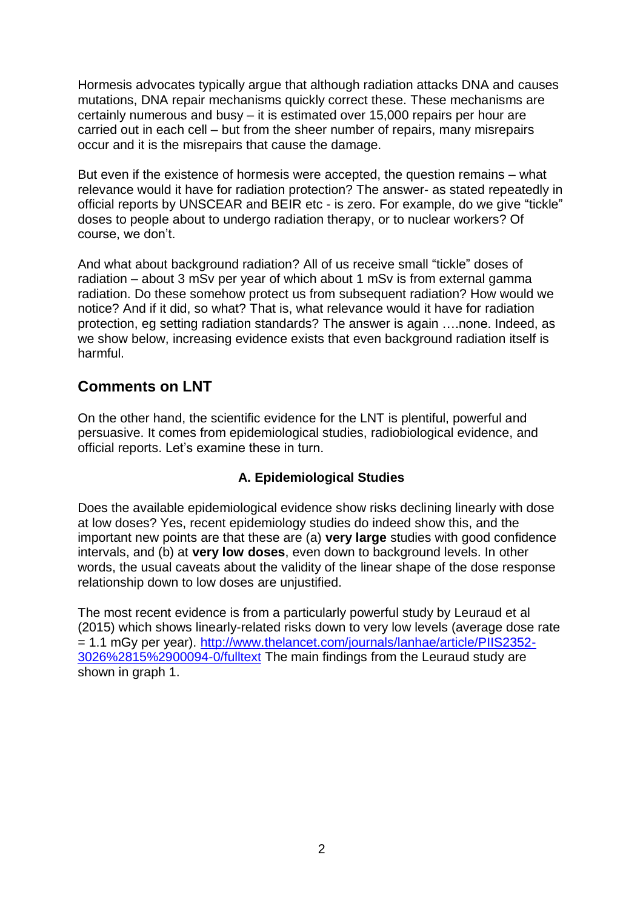Hormesis advocates typically argue that although radiation attacks DNA and causes mutations, DNA repair mechanisms quickly correct these. These mechanisms are certainly numerous and busy – it is estimated over 15,000 repairs per hour are carried out in each cell – but from the sheer number of repairs, many misrepairs occur and it is the misrepairs that cause the damage.

But even if the existence of hormesis were accepted, the question remains – what relevance would it have for radiation protection? The answer- as stated repeatedly in official reports by UNSCEAR and BEIR etc - is zero. For example, do we give "tickle" doses to people about to undergo radiation therapy, or to nuclear workers? Of course, we don't.

And what about background radiation? All of us receive small "tickle" doses of radiation – about 3 mSv per year of which about 1 mSv is from external gamma radiation. Do these somehow protect us from subsequent radiation? How would we notice? And if it did, so what? That is, what relevance would it have for radiation protection, eg setting radiation standards? The answer is again ….none. Indeed, as we show below, increasing evidence exists that even background radiation itself is harmful.

## Comments on LNT

On the other hand, the scientific evidence for the LNT is plentiful, powerful and persuasive. It comes from epidemiological studies, radiobiological evidence, and official reports. Let's examine these in turn.

### A. Epidemiological Studies

Does the available epidemiological evidence show risks declining linearly with dose at low doses? Yes, recent epidemiology studies do indeed show this, and the important new points are that these are (a) **very large** studies with good confidence intervals, and (b) at **very low doses**, even down to background levels. In other words, the usual caveats about the validity of the linear shape of the dose response relationship down to low doses are unjustified.

The most recent evidence is from a particularly powerful study by Leuraud et al (2015) which shows linearly-related risks down to very low levels (average dose rate = 1.1 mGy per year). [http://www.thelancet.com/journals/lanhae/article/PIIS2352-3026%2815%2900094-0/fulltext](http://www.thelancet.com/journals/lanhae/article/PIIS2352-3026%2815%2900094-0/fulltext) The main findings from the Leuraud study are shown in graph 1.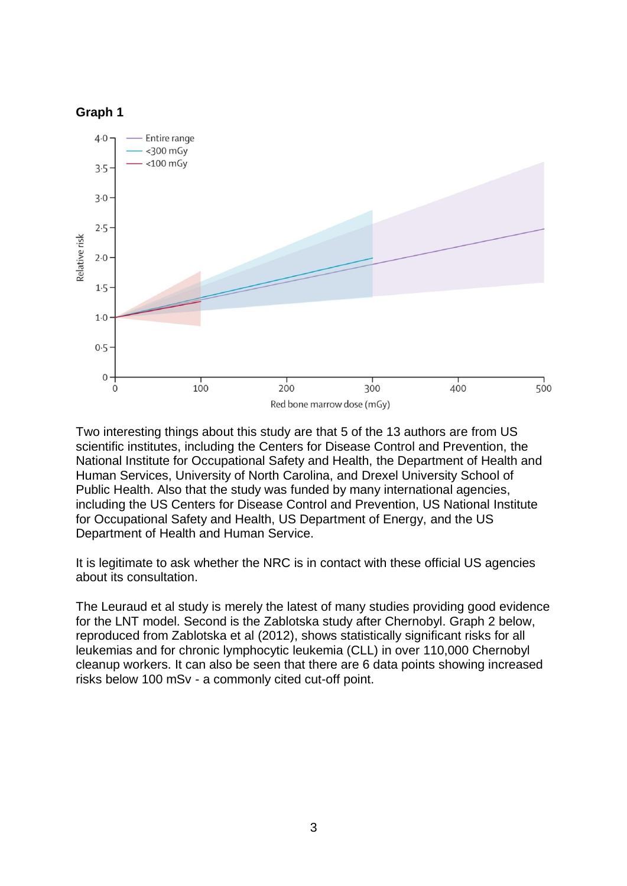**Graph 1**

Two interesting things about this study are that 5 of the 13 authors are from US scientific institutes, including the Centers for Disease Control and Prevention, the National Institute for Occupational Safety and Health, the Department of Health and Human Services, University of North Carolina, and Drexel University School of Public Health. Also that the study was funded by many international agencies, including the US Centers for Disease Control and Prevention, US National Institute for Occupational Safety and Health, US Department of Energy, and the US Department of Health and Human Service.

It is legitimate to ask whether the NRC is in contact with these official US agencies about its consultation.

The Leuraud et al study is merely the latest of many studies providing good evidence for the LNT model. Second is the Zablotska study after Chernobyl. Graph 2 below, reproduced from Zablotska et al (2012), shows statistically significant risks for all leukemias and for chronic lymphocytic leukemia (CLL) in over 110,000 Chernobyl cleanup workers. It can also be seen that there are 6 data points showing increased risks below 100 mSv - a commonly cited cut-off point.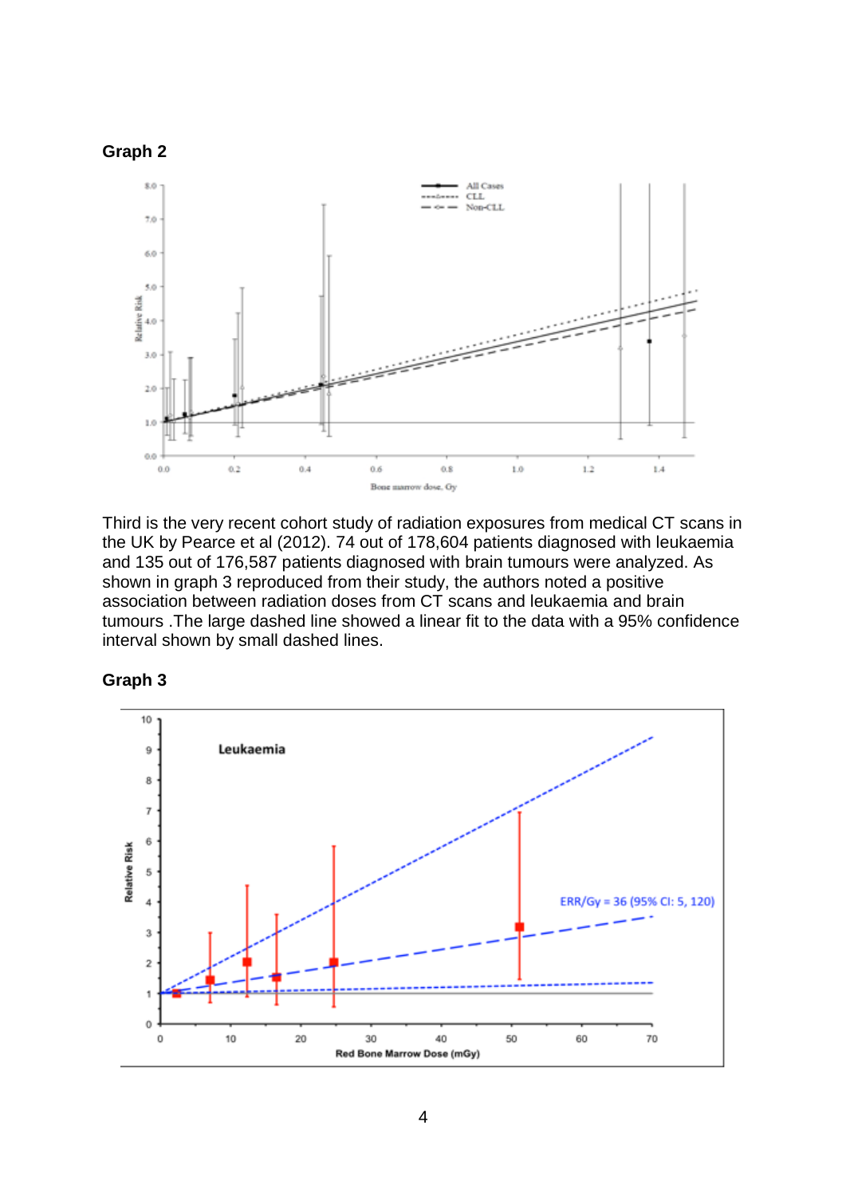**Graph 2**

**Graph 3**

Third is the very recent cohort study of radiation exposures from medical CT scans in the UK by Pearce et al (2012). 74 out of 178,604 patients diagnosed with leukaemia and 135 out of 176,587 patients diagnosed with brain tumours were analyzed. As shown in graph 3 reproduced from their study, the authors noted a positive association between radiation doses from CT scans and leukaemia and brain tumours .The large dashed line showed a linear fit to the data with a 95% confidence interval shown by small dashed lines.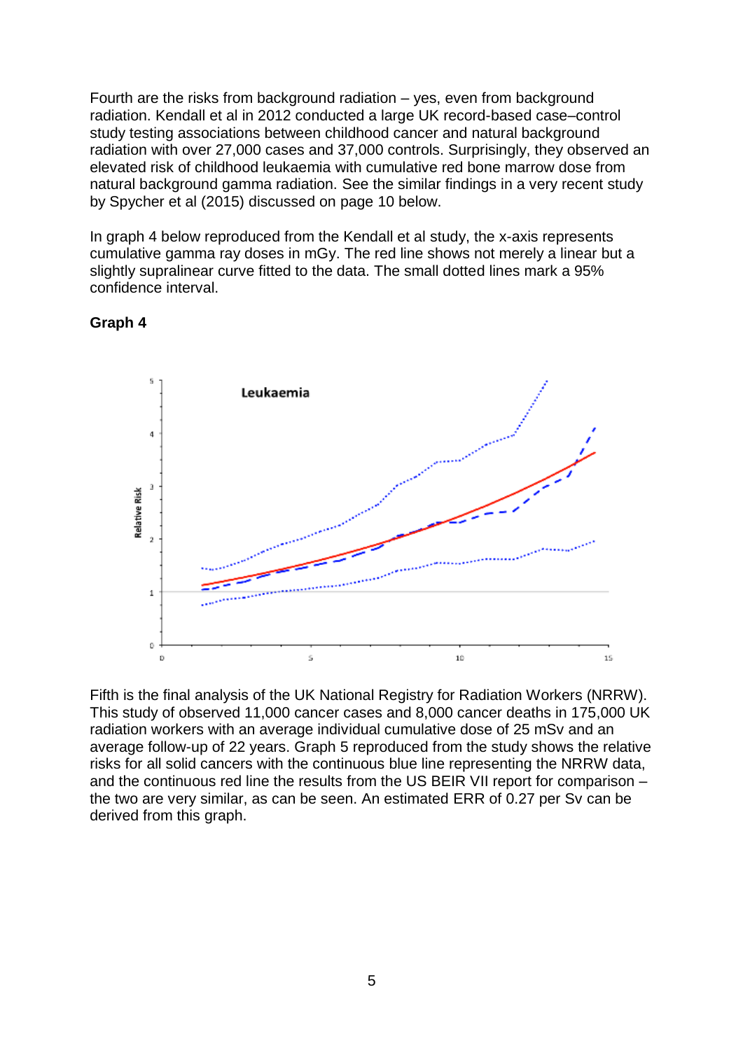Fourth are the risks from background radiation – yes, even from background radiation. Kendall et al in 2012 conducted a large UK record-based case–control study testing associations between childhood cancer and natural background radiation with over 27,000 cases and 37,000 controls. Surprisingly, they observed an elevated risk of childhood leukaemia with cumulative red bone marrow dose from natural background gamma radiation. See the similar findings in a very recent study by Spycher et al (2015) discussed on page 10 below.

In graph 4 below reproduced from the Kendall et al study, the x-axis represents cumulative gamma ray doses in mGy. The red line shows not merely a linear but a slightly supralinear curve fitted to the data. The small dotted lines mark a 95% confidence interval.

**Graph 4**

Fifth is the final analysis of the UK National Registry for Radiation Workers (NRRW). This study of observed 11,000 cancer cases and 8,000 cancer deaths in 175,000 UK radiation workers with an average individual cumulative dose of 25 mSv and an average follow-up of 22 years. Graph 5 reproduced from the study shows the relative risks for all solid cancers with the continuous blue line representing the NRRW data, and the continuous red line the results from the US BEIR VII report for comparison – the two are very similar, as can be seen. An estimated ERR of 0.27 per Sv can be derived from this graph.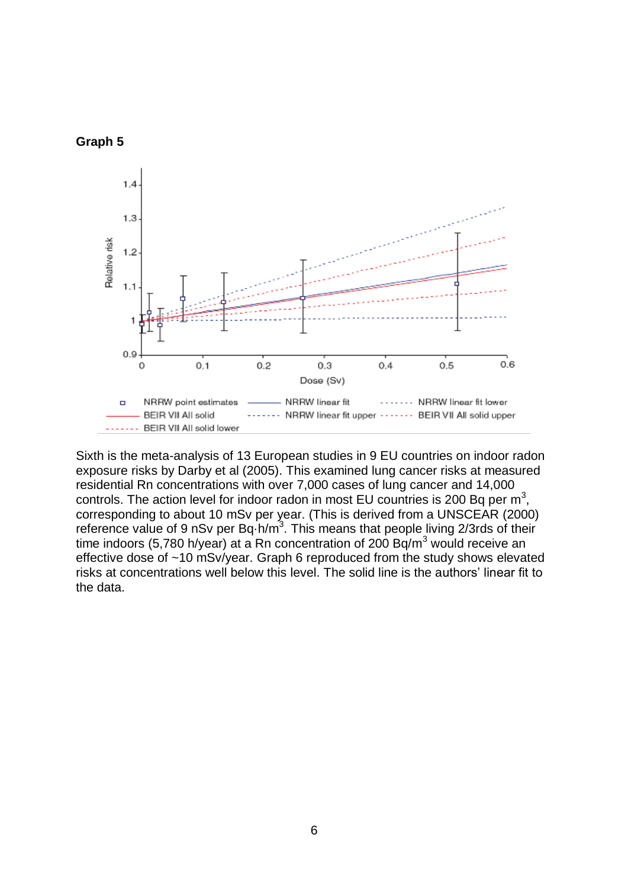**Graph 5**

Sixth is the meta-analysis of 13 European studies in 9 EU countries on indoor radon exposure risks by Darby et al (2005). This examined lung cancer risks at measured residential Rn concentrations with over 7,000 cases of lung cancer and 14,000 controls. The action level for indoor radon in most EU countries is 200 Bq per $m^3$, corresponding to about 10 mSv per year. (This is derived from a UNSCEAR (2000) reference value of 9 nSv per Bq·h/$m^3$. This means that people living 2/3rds of their time indoors (5,780 h/year) at a Rn concentration of 200 Bq/$m^3$ would receive an effective dose of ~10 mSv/year. Graph 6 reproduced from the study shows elevated risks at concentrations well below this level. The solid line is the authors' linear fit to the data.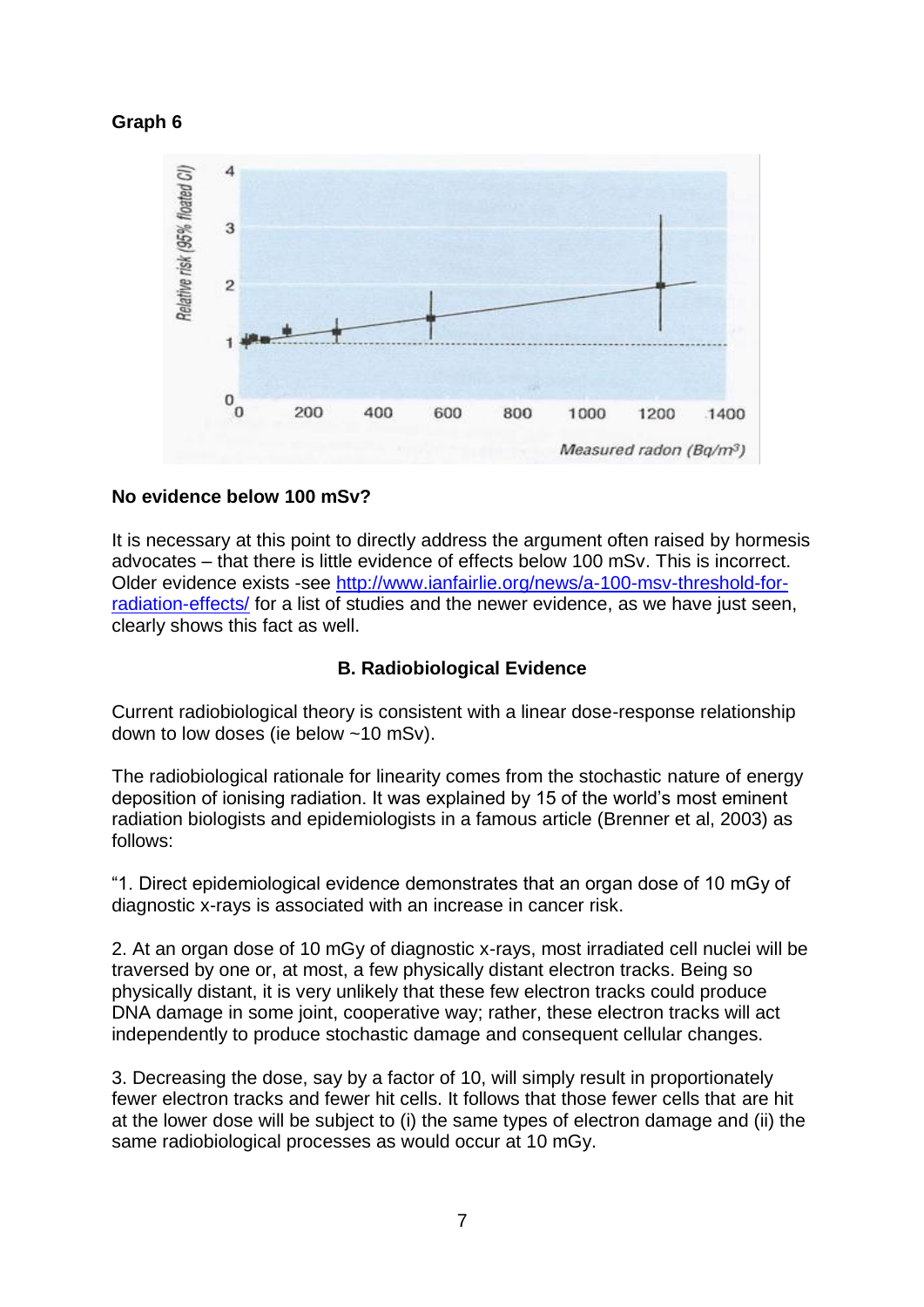**Graph 6**

**No evidence below 100 mSv?**

It is necessary at this point to directly address the argument often raised by hormesis advocates – that there is little evidence of effects below 100 mSv. This is incorrect. Older evidence exists -see http://www.ianfairlie.org/news/a-100-msv-threshold-for-radiation-effects/ for a list of studies and the newer evidence, as we have just seen, clearly shows this fact as well.

**B. Radiobiological Evidence**

Current radiobiological theory is consistent with a linear dose-response relationship down to low doses (ie below ~10 mSv).

The radiobiological rationale for linearity comes from the stochastic nature of energy deposition of ionising radiation. It was explained by 15 of the world's most eminent radiation biologists and epidemiologists in a famous article (Brenner et al, 2003) as follows:

"1. Direct epidemiological evidence demonstrates that an organ dose of 10 mGy of diagnostic x-rays is associated with an increase in cancer risk.

2. At an organ dose of 10 mGy of diagnostic x-rays, most irradiated cell nuclei will be traversed by one or, at most, a few physically distant electron tracks. Being so physically distant, it is very unlikely that these few electron tracks could produce DNA damage in some joint, cooperative way; rather, these electron tracks will act independently to produce stochastic damage and consequent cellular changes.

3. Decreasing the dose, say by a factor of 10, will simply result in proportionately fewer electron tracks and fewer hit cells. It follows that those fewer cells that are hit at the lower dose will be subject to (i) the same types of electron damage and (ii) the same radiobiological processes as would occur at 10 mGy.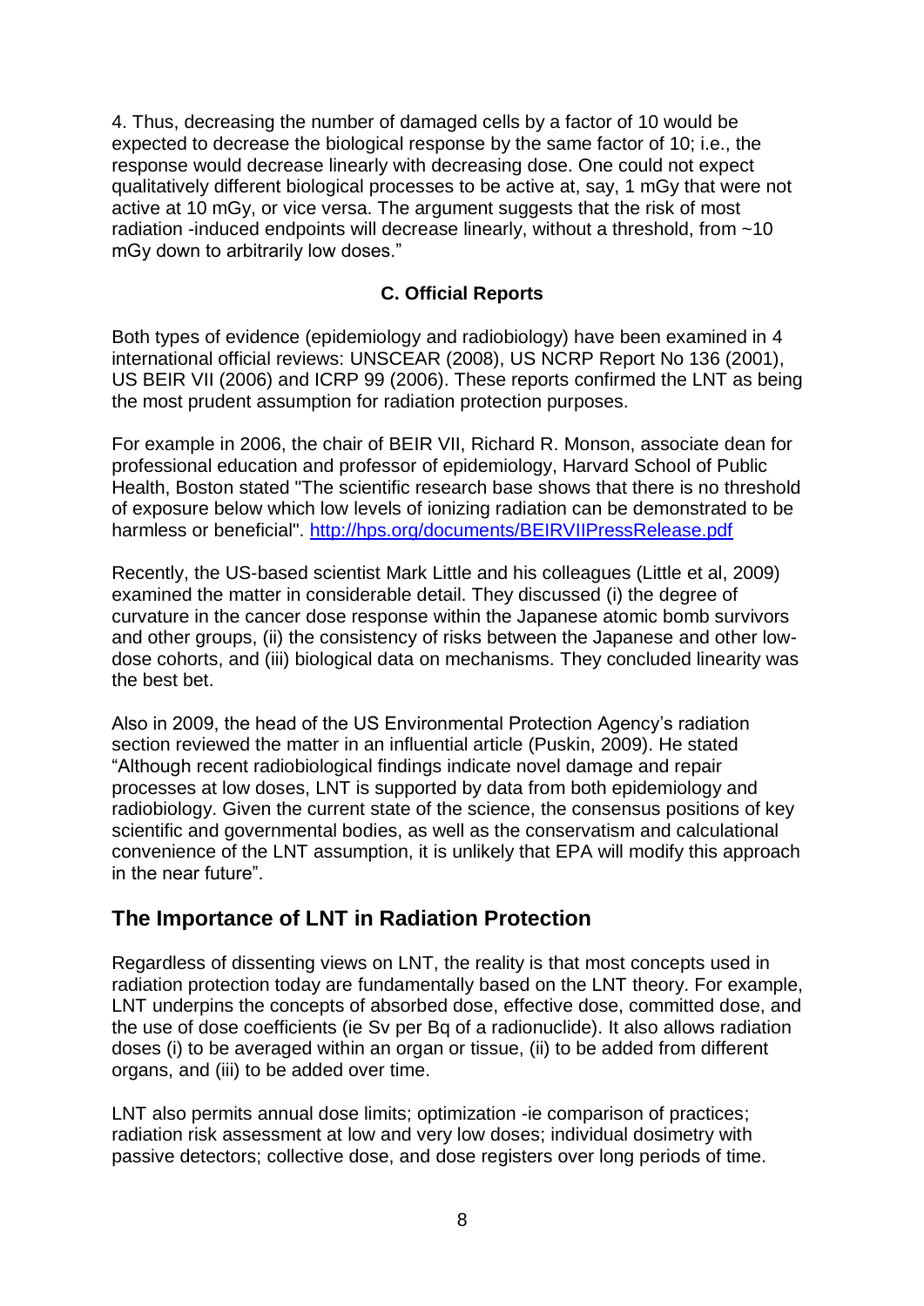4. Thus, decreasing the number of damaged cells by a factor of 10 would be expected to decrease the biological response by the same factor of 10; i.e., the response would decrease linearly with decreasing dose. One could not expect qualitatively different biological processes to be active at, say, 1 mGy that were not active at 10 mGy, or vice versa. The argument suggests that the risk of most radiation -induced endpoints will decrease linearly, without a threshold, from ~10 mGy down to arbitrarily low doses."

**C. Official Reports**

Both types of evidence (epidemiology and radiobiology) have been examined in 4 international official reviews: UNSCEAR (2008), US NCRP Report No 136 (2001), US BEIR VII (2006) and ICRP 99 (2006). These reports confirmed the LNT as being the most prudent assumption for radiation protection purposes.

For example in 2006, the chair of BEIR VII, Richard R. Monson, associate dean for professional education and professor of epidemiology, Harvard School of Public Health, Boston stated "The scientific research base shows that there is no threshold of exposure below which low levels of ionizing radiation can be demonstrated to be harmless or beneficial". http://hps.org/documents/BEIRVIIPressRelease.pdf

Recently, the US-based scientist Mark Little and his colleagues (Little et al, 2009) examined the matter in considerable detail. They discussed (i) the degree of curvature in the cancer dose response within the Japanese atomic bomb survivors and other groups, (ii) the consistency of risks between the Japanese and other low-dose cohorts, and (iii) biological data on mechanisms. They concluded linearity was the best bet.

Also in 2009, the head of the US Environmental Protection Agency's radiation section reviewed the matter in an influential article (Puskin, 2009). He stated "Although recent radiobiological findings indicate novel damage and repair processes at low doses, LNT is supported by data from both epidemiology and radiobiology. Given the current state of the science, the consensus positions of key scientific and governmental bodies, as well as the conservatism and calculational convenience of the LNT assumption, it is unlikely that EPA will modify this approach in the near future".

## The Importance of LNT in Radiation Protection

Regardless of dissenting views on LNT, the reality is that most concepts used in radiation protection today are fundamentally based on the LNT theory. For example, LNT underpins the concepts of absorbed dose, effective dose, committed dose, and the use of dose coefficients (ie Sv per Bq of a radionuclide). It also allows radiation doses (i) to be averaged within an organ or tissue, (ii) to be added from different organs, and (iii) to be added over time.

LNT also permits annual dose limits; optimization -ie comparison of practices; radiation risk assessment at low and very low doses; individual dosimetry with passive detectors; collective dose, and dose registers over long periods of time.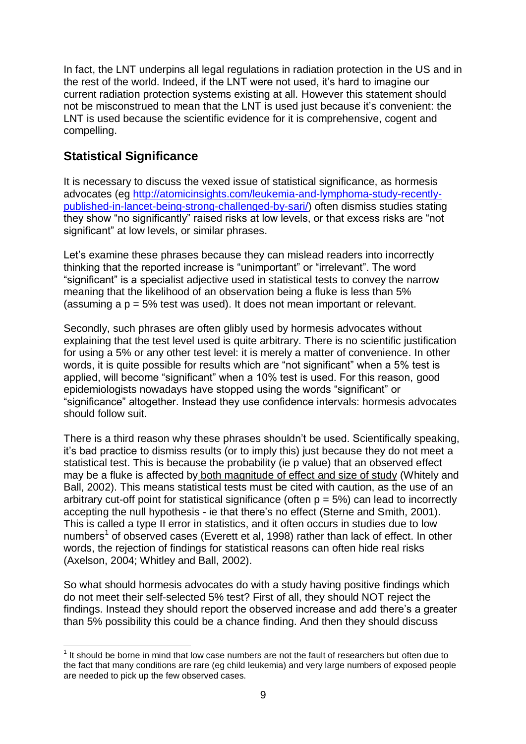In fact, the LNT underpins all legal regulations in radiation protection in the US and in the rest of the world. Indeed, if the LNT were not used, it's hard to imagine our current radiation protection systems existing at all. However this statement should not be misconstrued to mean that the LNT is used just because it's convenient: the LNT is used because the scientific evidence for it is comprehensive, cogent and compelling.

## Statistical Significance

It is necessary to discuss the vexed issue of statistical significance, as hormesis advocates (eg http://atomicinsights.com/leukemia-and-lymphoma-study-recently-published-in-lancet-being-strong-challenged-by-sari/) often dismiss studies stating they show "no significantly" raised risks at low levels, or that excess risks are "not significant" at low levels, or similar phrases.

Let's examine these phrases because they can mislead readers into incorrectly thinking that the reported increase is "unimportant" or "irrelevant". The word "significant" is a specialist adjective used in statistical tests to convey the narrow meaning that the likelihood of an observation being a fluke is less than 5% (assuming a $p = 5\%$ test was used). It does not mean important or relevant.

Secondly, such phrases are often glibly used by hormesis advocates without explaining that the test level used is quite arbitrary. There is no scientific justification for using a 5% or any other test level: it is merely a matter of convenience. In other words, it is quite possible for results which are "not significant" when a 5% test is applied, will become "significant" when a 10% test is used. For this reason, good epidemiologists nowadays have stopped using the words "significant" or "significance" altogether. Instead they use confidence intervals: hormesis advocates should follow suit.

There is a third reason why these phrases shouldn't be used. Scientifically speaking, it's bad practice to dismiss results (or to imply this) just because they do not meet a statistical test. This is because the probability (ie p value) that an observed effect may be a fluke is affected by both magnitude of effect and size of study (Whitely and Ball, 2002). This means statistical tests must be cited with caution, as the use of an arbitrary cut-off point for statistical significance (often $p = 5\%$) can lead to incorrectly accepting the null hypothesis - ie that there's no effect (Sterne and Smith, 2001). This is called a type II error in statistics, and it often occurs in studies due to low numbers[1] of observed cases (Everett et al, 1998) rather than lack of effect. In other words, the rejection of findings for statistical reasons can often hide real risks (Axelson, 2004; Whitley and Ball, 2002).

So what should hormesis advocates do with a study having positive findings which do not meet their self-selected 5% test? First of all, they should NOT reject the findings. Instead they should report the observed increase and add there's a greater than 5% possibility this could be a chance finding. And then they should discuss

[1] It should be borne in mind that low case numbers are not the fault of researchers but often due to the fact that many conditions are rare (eg child leukemia) and very large numbers of exposed people are needed to pick up the few observed cases.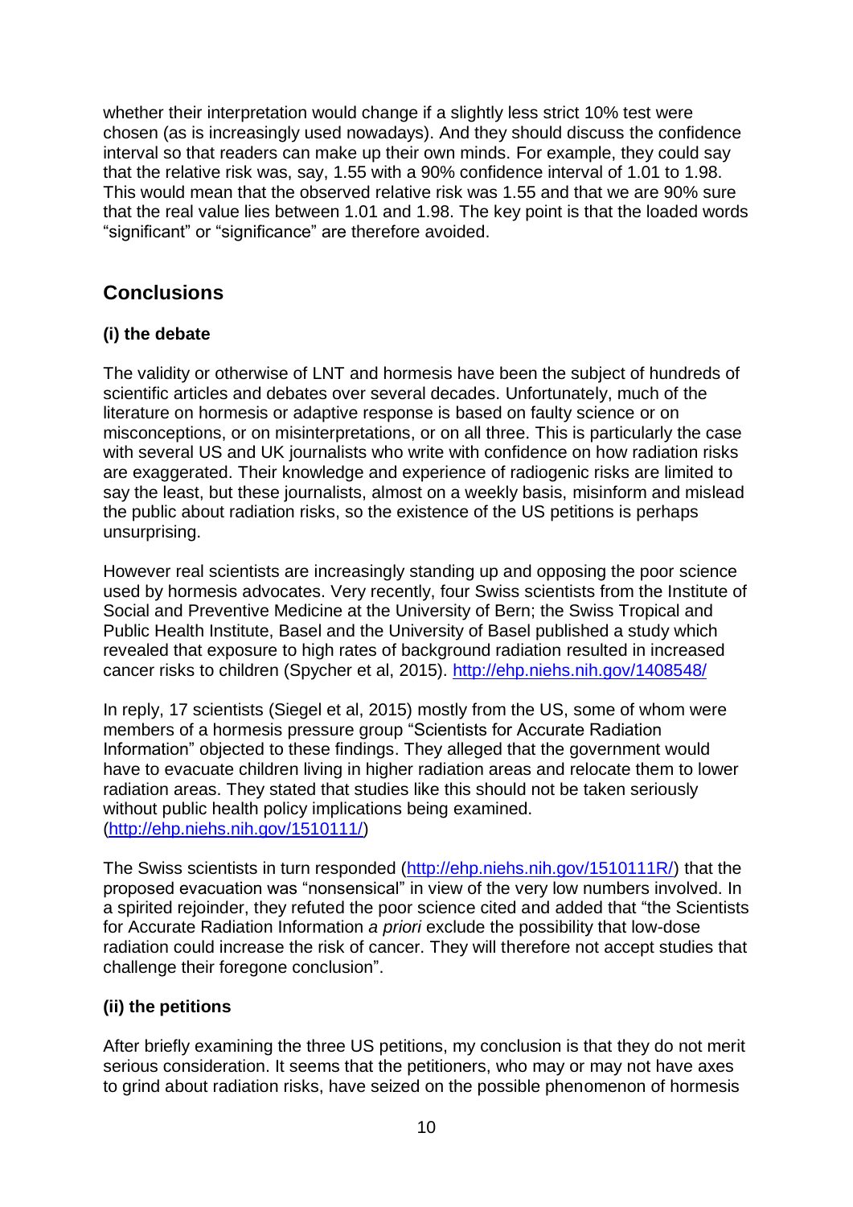whether their interpretation would change if a slightly less strict 10% test were chosen (as is increasingly used nowadays). And they should discuss the confidence interval so that readers can make up their own minds. For example, they could say that the relative risk was, say, 1.55 with a 90% confidence interval of 1.01 to 1.98. This would mean that the observed relative risk was 1.55 and that we are 90% sure that the real value lies between 1.01 and 1.98. The key point is that the loaded words "significant" or "significance" are therefore avoided.

## Conclusions

### (i) the debate

The validity or otherwise of LNT and hormesis have been the subject of hundreds of scientific articles and debates over several decades. Unfortunately, much of the literature on hormesis or adaptive response is based on faulty science or on misconceptions, or on misinterpretations, or on all three. This is particularly the case with several US and UK journalists who write with confidence on how radiation risks are exaggerated. Their knowledge and experience of radiogenic risks are limited to say the least, but these journalists, almost on a weekly basis, misinform and mislead the public about radiation risks, so the existence of the US petitions is perhaps unsurprising.

However real scientists are increasingly standing up and opposing the poor science used by hormesis advocates. Very recently, four Swiss scientists from the Institute of Social and Preventive Medicine at the University of Bern; the Swiss Tropical and Public Health Institute, Basel and the University of Basel published a study which revealed that exposure to high rates of background radiation resulted in increased cancer risks to children (Spycher et al, 2015). http://ehp.niehs.nih.gov/1408548/

In reply, 17 scientists (Siegel et al, 2015) mostly from the US, some of whom were members of a hormesis pressure group "Scientists for Accurate Radiation Information" objected to these findings. They alleged that the government would have to evacuate children living in higher radiation areas and relocate them to lower radiation areas. They stated that studies like this should not be taken seriously without public health policy implications being examined. (http://ehp.niehs.nih.gov/1510111/)

The Swiss scientists in turn responded (http://ehp.niehs.nih.gov/1510111R/) that the proposed evacuation was "nonsensical" in view of the very low numbers involved. In a spirited rejoinder, they refuted the poor science cited and added that "the Scientists for Accurate Radiation Information *a priori* exclude the possibility that low-dose radiation could increase the risk of cancer. They will therefore not accept studies that challenge their foregone conclusion".

### (ii) the petitions

After briefly examining the three US petitions, my conclusion is that they do not merit serious consideration. It seems that the petitioners, who may or may not have axes to grind about radiation risks, have seized on the possible phenomenon of hormesis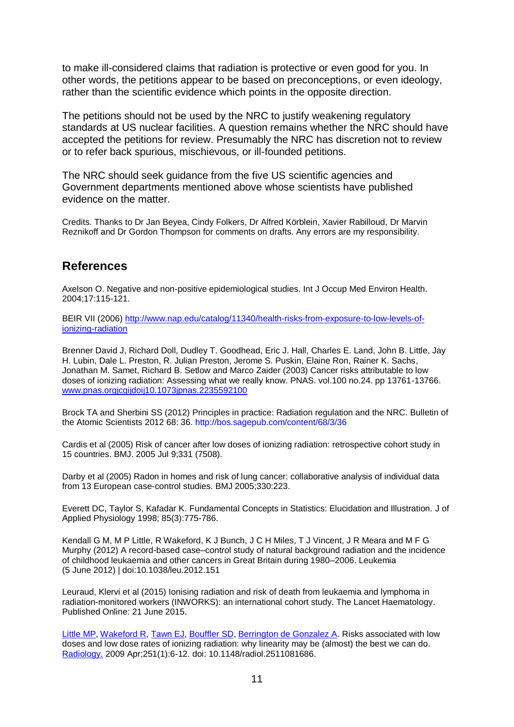to make ill-considered claims that radiation is protective or even good for you. In other words, the petitions appear to be based on preconceptions, or even ideology, rather than the scientific evidence which points in the opposite direction.

The petitions should not be used by the NRC to justify weakening regulatory standards at US nuclear facilities. A question remains whether the NRC should have accepted the petitions for review. Presumably the NRC has discretion not to review or to refer back spurious, mischievous, or ill-founded petitions.

The NRC should seek guidance from the five US scientific agencies and Government departments mentioned above whose scientists have published evidence on the matter.

Credits. Thanks to Dr Jan Beyea, Cindy Folkers, Dr Alfred Körblein, Xavier Rabilloud, Dr Marvin Reznikoff and Dr Gordon Thompson for comments on drafts. Any errors are my responsibility.

## References

Axelson O. Negative and non-positive epidemiological studies. Int J Occup Med Environ Health. 2004;17:115-121.

BEIR VII (2006) http://www.nap.edu/catalog/11340/health-risks-from-exposure-to-low-levels-of-ionizing-radiation

Brenner David J, Richard Doll, Dudley T. Goodhead, Eric J. Hall, Charles E. Land, John B. Little, Jay H. Lubin, Dale L. Preston, R. Julian Preston, Jerome S. Puskin, Elaine Ron, Rainer K. Sachs, Jonathan M. Samet, Richard B. Setlow and Marco Zaider (2003) Cancer risks attributable to low doses of ionizing radiation: Assessing what we really know. PNAS. vol.100 no.24. pp 13761-13766. www.pnas.orgjcgijdoij10.1073jpnas.2235592100

Brock TA and Sherbini SS (2012) Principles in practice: Radiation regulation and the NRC. Bulletin of the Atomic Scientists 2012 68: 36. http://bos.sagepub.com/content/68/3/36

Cardis et al (2005) Risk of cancer after low doses of ionizing radiation: retrospective cohort study in 15 countries. BMJ. 2005 Jul 9;331 (7508).

Darby et al (2005) Radon in homes and risk of lung cancer: collaborative analysis of individual data from 13 European case-control studies. BMJ 2005;330:223.

Everett DC, Taylor S, Kafadar K. Fundamental Concepts in Statistics: Elucidation and Illustration. J of Applied Physiology 1998; 85(3):775-786.

Kendall G M, M P Little, R Wakeford, K J Bunch, J C H Miles, T J Vincent, J R Meara and M F G Murphy (2012) A record-based case–control study of natural background radiation and the incidence of childhood leukaemia and other cancers in Great Britain during 1980–2006. Leukemia (5 June 2012) | doi:10.1038/leu.2012.151

Leuraud, Klervi et al (2015) Ionising radiation and risk of death from leukaemia and lymphoma in radiation-monitored workers (INWORKS): an international cohort study. The Lancet Haematology. Published Online: 21 June 2015.

Little MP, Wakeford R, Tawn EJ, Bouffler SD, Berrington de Gonzalez A. Risks associated with low doses and low dose rates of ionizing radiation: why linearity may be (almost) the best we can do. Radiology. 2009 Apr;251(1):6-12. doi: 10.1148/radiol.2511081686.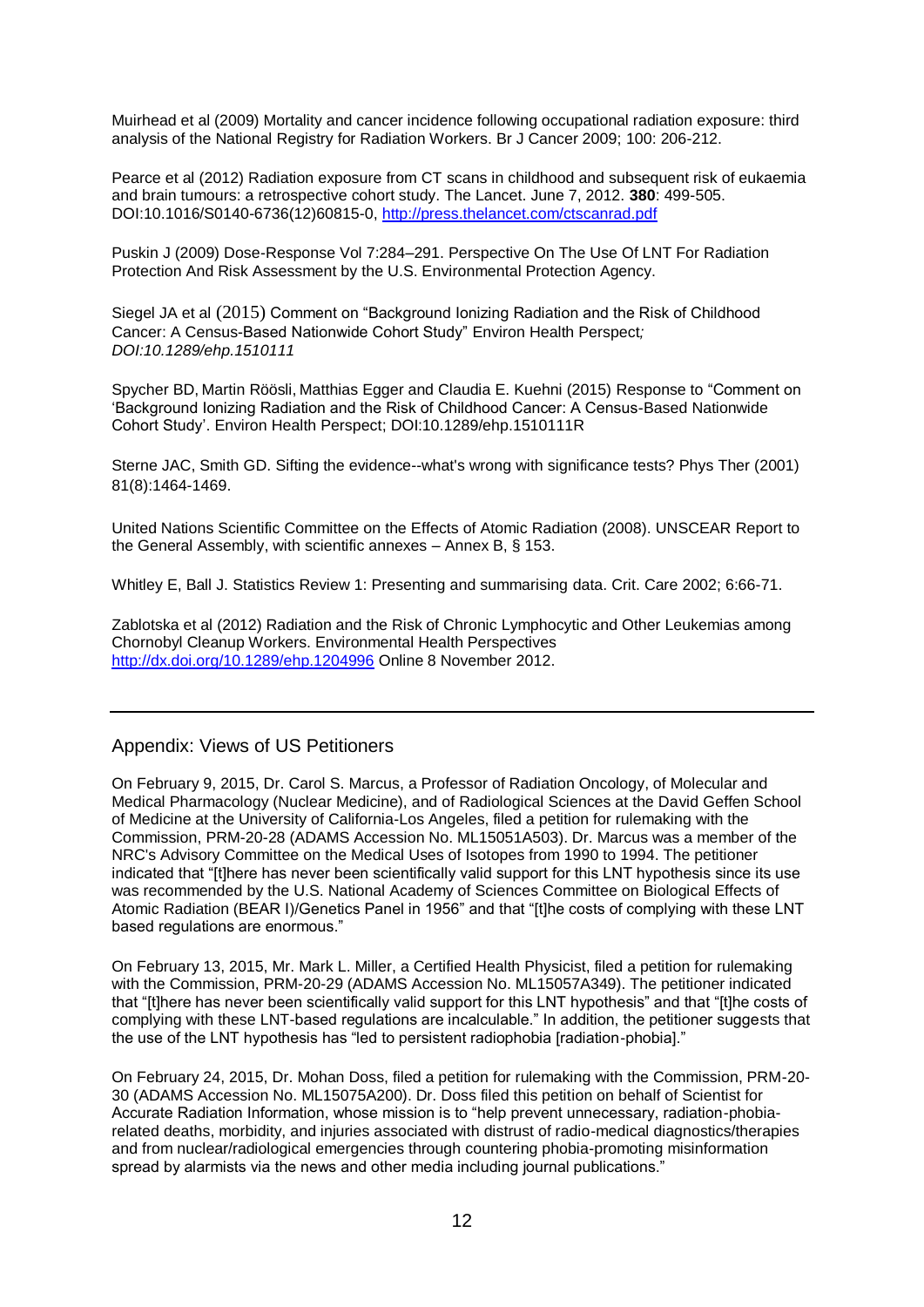Muirhead et al (2009) Mortality and cancer incidence following occupational radiation exposure: third analysis of the National Registry for Radiation Workers. Br J Cancer 2009; 100: 206-212.

Pearce et al (2012) Radiation exposure from CT scans in childhood and subsequent risk of eukaemia and brain tumours: a retrospective cohort study. The Lancet. June 7, 2012. **380**: 499-505. DOI:10.1016/S0140-6736(12)60815-0, http://press.thelancet.com/ctscanrad.pdf

Puskin J (2009) Dose-Response Vol 7:284–291. Perspective On The Use Of LNT For Radiation Protection And Risk Assessment by the U.S. Environmental Protection Agency.

Siegel JA et al (2015) Comment on "Background Ionizing Radiation and the Risk of Childhood Cancer: A Census-Based Nationwide Cohort Study" Environ Health Perspect*; DOI:10.1289/ehp.1510111*

Spycher BD, Martin Röösli, Matthias Egger and Claudia E. Kuehni (2015) Response to "Comment on 'Background Ionizing Radiation and the Risk of Childhood Cancer: A Census-Based Nationwide Cohort Study'. Environ Health Perspect; DOI:10.1289/ehp.1510111R

Sterne JAC, Smith GD. Sifting the evidence--what's wrong with significance tests? Phys Ther (2001) 81(8):1464-1469.

United Nations Scientific Committee on the Effects of Atomic Radiation (2008). UNSCEAR Report to the General Assembly, with scientific annexes – Annex B, § 153.

Whitley E, Ball J. Statistics Review 1: Presenting and summarising data. Crit. Care 2002; 6:66-71.

Zablotska et al (2012) Radiation and the Risk of Chronic Lymphocytic and Other Leukemias among Chornobyl Cleanup Workers. Environmental Health Perspectives http://dx.doi.org/10.1289/ehp.1204996 Online 8 November 2012.

---

## Appendix: Views of US Petitioners

On February 9, 2015, Dr. Carol S. Marcus, a Professor of Radiation Oncology, of Molecular and Medical Pharmacology (Nuclear Medicine), and of Radiological Sciences at the David Geffen School of Medicine at the University of California-Los Angeles, filed a petition for rulemaking with the Commission, PRM-20-28 (ADAMS Accession No. ML15051A503). Dr. Marcus was a member of the NRC's Advisory Committee on the Medical Uses of Isotopes from 1990 to 1994. The petitioner indicated that "[t]here has never been scientifically valid support for this LNT hypothesis since its use was recommended by the U.S. National Academy of Sciences Committee on Biological Effects of Atomic Radiation (BEAR I)/Genetics Panel in 1956" and that "[t]he costs of complying with these LNT based regulations are enormous."

On February 13, 2015, Mr. Mark L. Miller, a Certified Health Physicist, filed a petition for rulemaking with the Commission, PRM-20-29 (ADAMS Accession No. ML15057A349). The petitioner indicated that "[t]here has never been scientifically valid support for this LNT hypothesis" and that "[t]he costs of complying with these LNT-based regulations are incalculable." In addition, the petitioner suggests that the use of the LNT hypothesis has "led to persistent radiophobia [radiation-phobia]."

On February 24, 2015, Dr. Mohan Doss, filed a petition for rulemaking with the Commission, PRM-20-30 (ADAMS Accession No. ML15075A200). Dr. Doss filed this petition on behalf of Scientist for Accurate Radiation Information, whose mission is to "help prevent unnecessary, radiation-phobia-related deaths, morbidity, and injuries associated with distrust of radio-medical diagnostics/therapies and from nuclear/radiological emergencies through countering phobia-promoting misinformation spread by alarmists via the news and other media including journal publications."